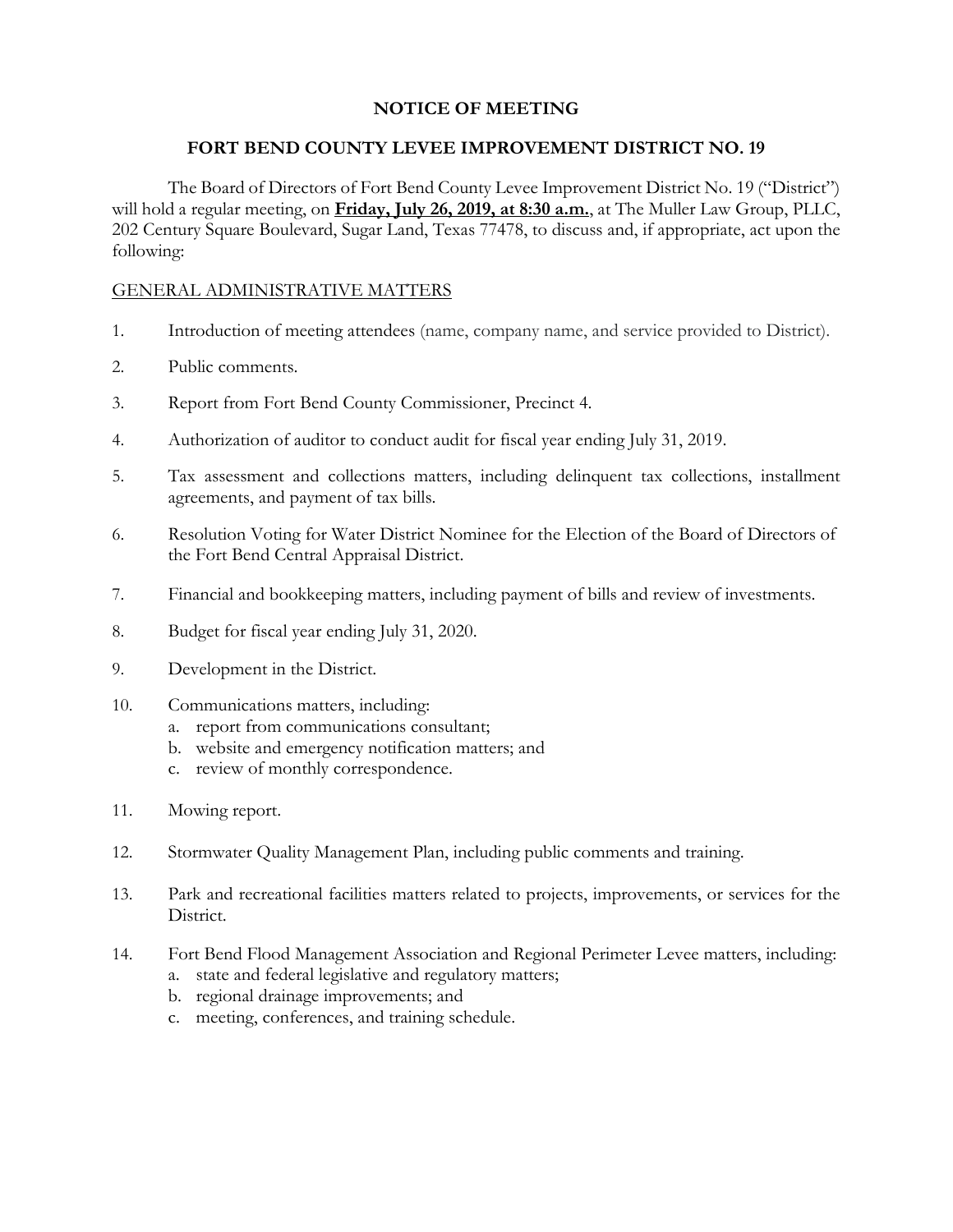# NOTICE OF MEETING

## FORT BEND COUNTY LEVEE IMPROVEMENT DISTRICT NO. 19

The Board of Directors of Fort Bend County Levee Improvement District No. 19 ("District") will hold a regular meeting, on **Friday, July 26, 2019, at 8:30 a.m.**, at The Muller Law Group, PLLC, 202 Century Square Boulevard, Sugar Land, Texas 77478, to discuss and, if appropriate, act upon the following:

GENERAL ADMINISTRATIVE MATTERS

1. Introduction of meeting attendees (name, company name, and service provided to District).
2. Public comments.
3. Report from Fort Bend County Commissioner, Precinct 4.
4. Authorization of auditor to conduct audit for fiscal year ending July 31, 2019.
5. Tax assessment and collections matters, including delinquent tax collections, installment agreements, and payment of tax bills.
6. Resolution Voting for Water District Nominee for the Election of the Board of Directors of the Fort Bend Central Appraisal District.
7. Financial and bookkeeping matters, including payment of bills and review of investments.
8. Budget for fiscal year ending July 31, 2020.
9. Development in the District.
10. Communications matters, including:
    a. report from communications consultant;
    b. website and emergency notification matters; and
    c. review of monthly correspondence.
11. Mowing report.
12. Stormwater Quality Management Plan, including public comments and training.
13. Park and recreational facilities matters related to projects, improvements, or services for the District.
14. Fort Bend Flood Management Association and Regional Perimeter Levee matters, including:
    a. state and federal legislative and regulatory matters;
    b. regional drainage improvements; and
    c. meeting, conferences, and training schedule.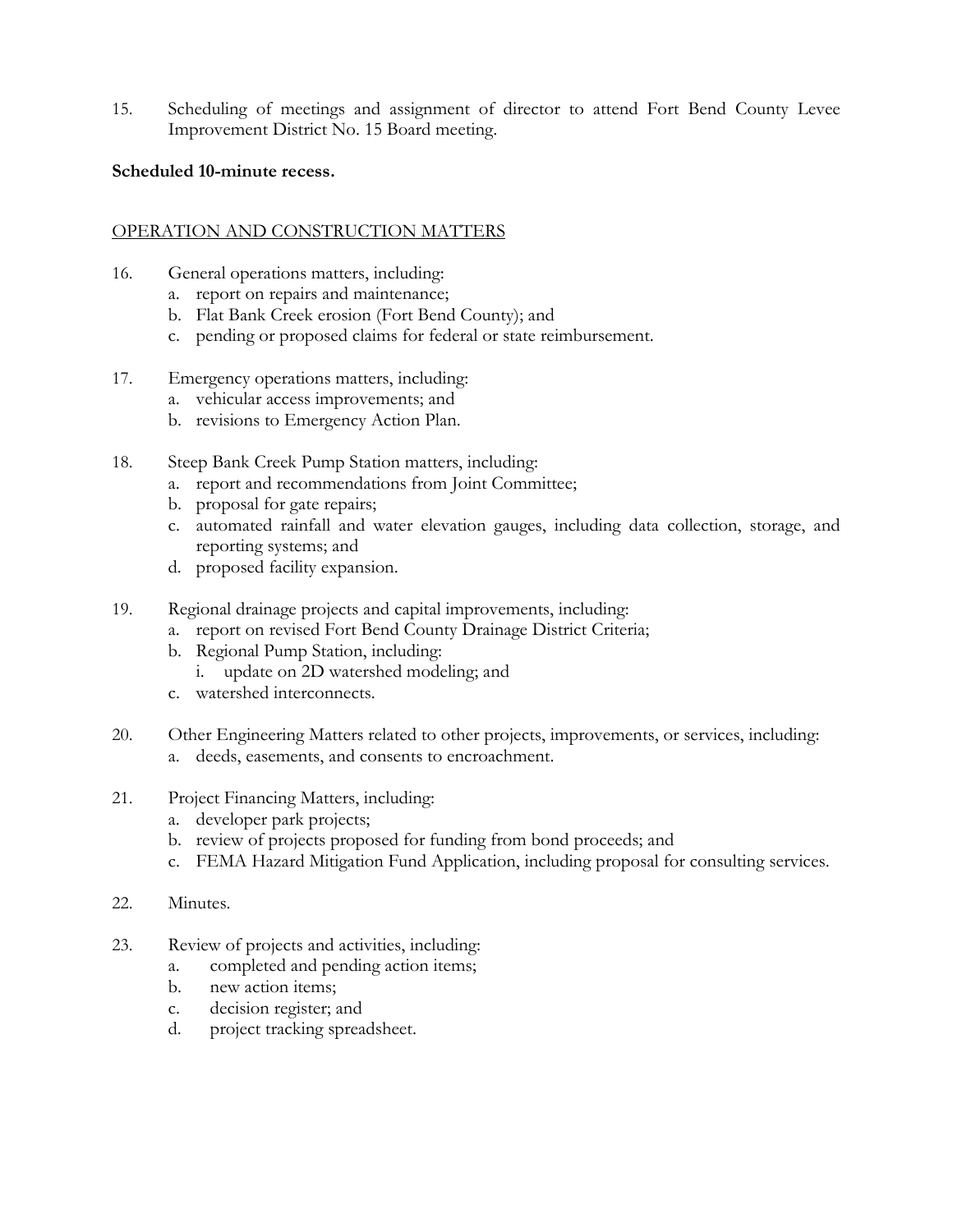15. Scheduling of meetings and assignment of director to attend Fort Bend County Levee Improvement District No. 15 Board meeting.

**Scheduled 10-minute recess.**

<u>OPERATION AND CONSTRUCTION MATTERS</u>

16. General operations matters, including:
    a. report on repairs and maintenance;
    b. Flat Bank Creek erosion (Fort Bend County); and
    c. pending or proposed claims for federal or state reimbursement.

17. Emergency operations matters, including:
    a. vehicular access improvements; and
    b. revisions to Emergency Action Plan.

18. Steep Bank Creek Pump Station matters, including:
    a. report and recommendations from Joint Committee;
    b. proposal for gate repairs;
    c. automated rainfall and water elevation gauges, including data collection, storage, and reporting systems; and
    d. proposed facility expansion.

19. Regional drainage projects and capital improvements, including:
    a. report on revised Fort Bend County Drainage District Criteria;
    b. Regional Pump Station, including:
        i. update on 2D watershed modeling; and
    c. watershed interconnects.

20. Other Engineering Matters related to other projects, improvements, or services, including:
    a. deeds, easements, and consents to encroachment.

21. Project Financing Matters, including:
    a. developer park projects;
    b. review of projects proposed for funding from bond proceeds; and
    c. FEMA Hazard Mitigation Fund Application, including proposal for consulting services.

22. Minutes.

23. Review of projects and activities, including:
    a. completed and pending action items;
    b. new action items;
    c. decision register; and
    d. project tracking spreadsheet.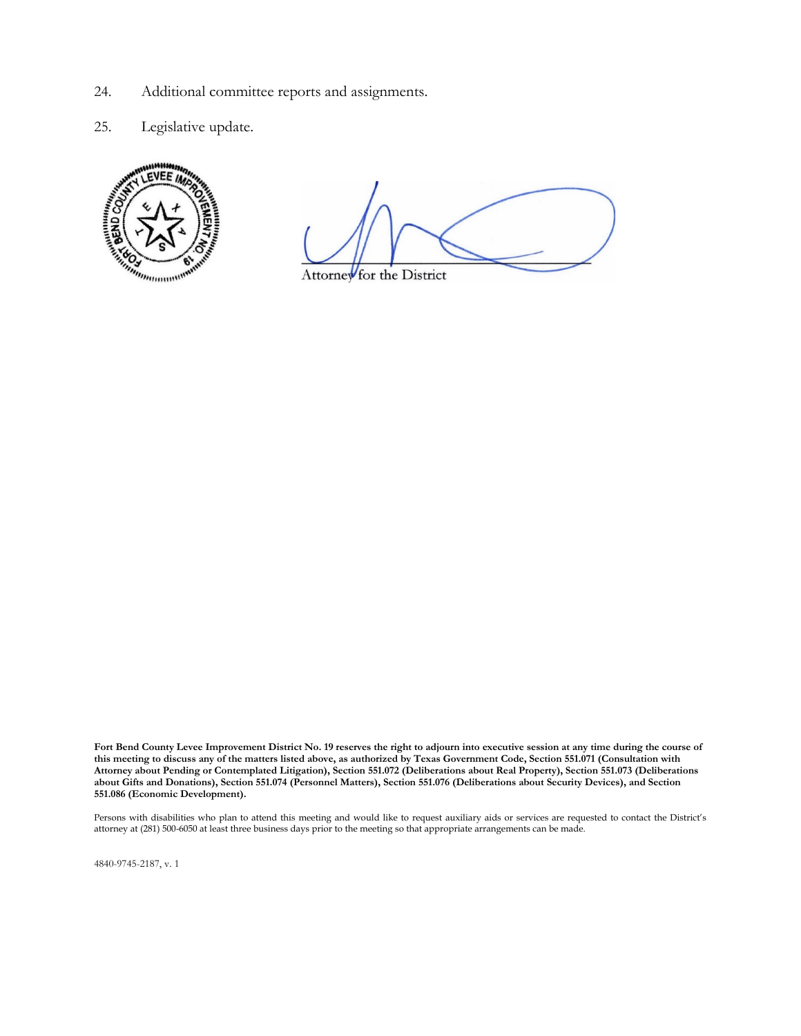24. Additional committee reports and assignments.

25. Legislative update.

Attorney for the District

**Fort Bend County Levee Improvement District No. 19 reserves the right to adjourn into executive session at any time during the course of this meeting to discuss any of the matters listed above, as authorized by Texas Government Code, Section 551.071 (Consultation with Attorney about Pending or Contemplated Litigation), Section 551.072 (Deliberations about Real Property), Section 551.073 (Deliberations about Gifts and Donations), Section 551.074 (Personnel Matters), Section 551.076 (Deliberations about Security Devices), and Section 551.086 (Economic Development).**

Persons with disabilities who plan to attend this meeting and would like to request auxiliary aids or services are requested to contact the District's attorney at (281) 500-6050 at least three business days prior to the meeting so that appropriate arrangements can be made.

4840-9745-2187, v. 1